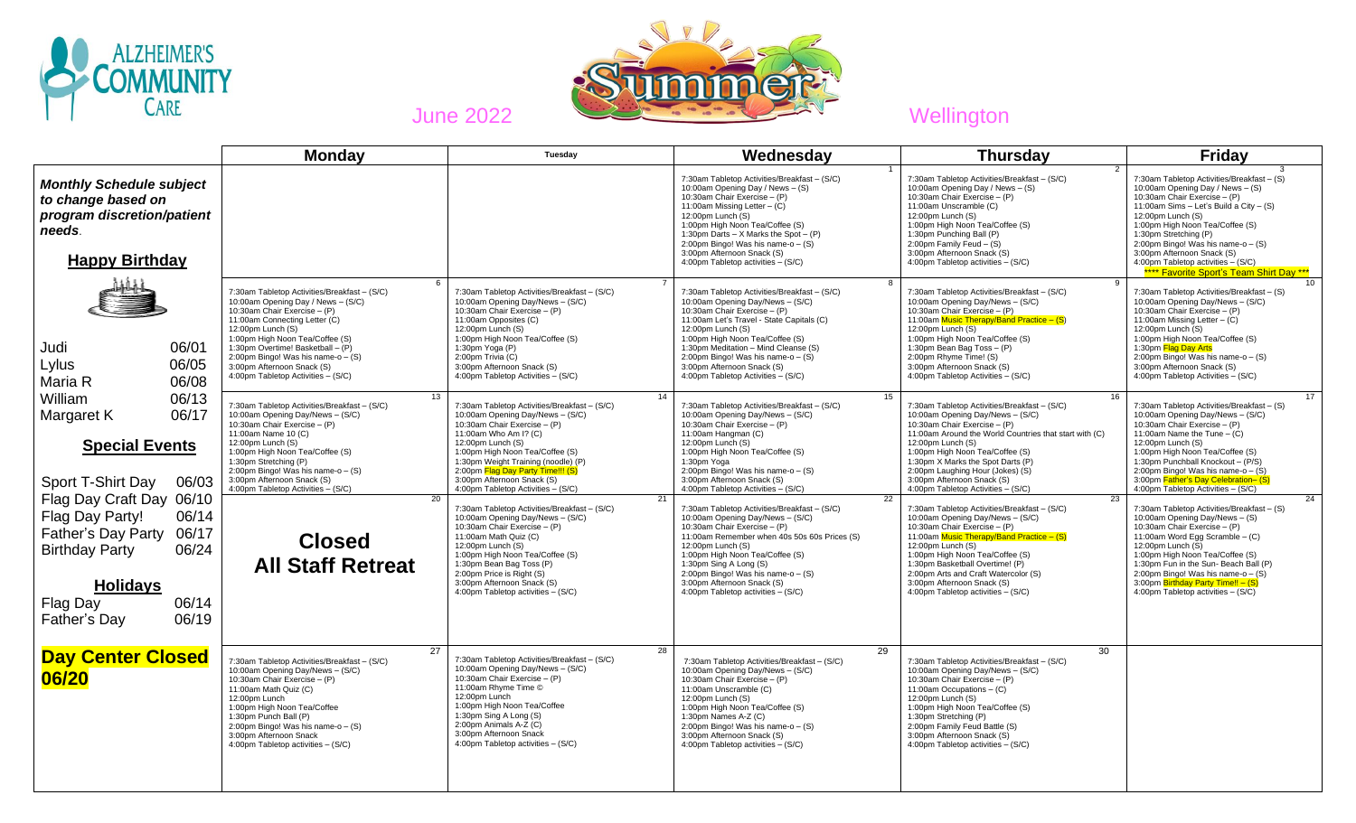# ALZHEIMER'S COMMUNITY CARE

June 2022 — Summer — Wellington

***Monthly Schedule subject to change based on program discretion/patient needs.***

## Happy Birthday

| Name | Date |
|---|---|
| Judi | 06/01 |
| Lylus | 06/05 |
| Maria R | 06/08 |
| William | 06/13 |
| Margaret K | 06/17 |

## Special Events

| Event | Date |
|---|---|
| Sport T-Shirt Day | 06/03 |
| Flag Day Craft Day | 06/10 |
| Flag Day Party! | 06/14 |
| Father's Day Party | 06/17 |
| Birthday Party | 06/24 |

## Holidays

| Holiday | Date |
|---|---|
| Flag Day | 06/14 |
| Father's Day | 06/19 |

**Day Center Closed 06/20**

| Monday | Tuesday | Wednesday | Thursday | Friday |
|---|---|---|---|---|
| | | **1**<br>7:30am Tabletop Activities/Breakfast – (S/C)<br>10:00am Opening Day / News – (S)<br>10:30am Chair Exercise – (P)<br>11:00am Missing Letter – (C)<br>12:00pm Lunch (S)<br>1:00pm High Noon Tea/Coffee (S)<br>1:30pm Darts – X Marks the Spot – (P)<br>2:00pm Bingo! Was his name-o – (S)<br>3:00pm Afternoon Snack (S)<br>4:00pm Tabletop activities – (S/C) | **2**<br>7:30am Tabletop Activities/Breakfast – (S/C)<br>10:00am Opening Day / News – (S)<br>10:30am Chair Exercise – (P)<br>11:00am Unscramble (C)<br>12:00pm Lunch (S)<br>1:00pm High Noon Tea/Coffee (S)<br>1:30pm Punching Ball (P)<br>2:00pm Family Feud – (S)<br>3:00pm Afternoon Snack (S)<br>4:00pm Tabletop activities – (S/C) | **3**<br>7:30am Tabletop Activities/Breakfast – (S)<br>10:00am Opening Day / News – (S)<br>10:30am Chair Exercise – (P)<br>11:00am Sims – Let's Build a City – (S)<br>12:00pm Lunch (S)<br>1:00pm High Noon Tea/Coffee (S)<br>1:30pm Stretching (P)<br>2:00pm Bingo! Was his name-o – (S)<br>3:00pm Afternoon Snack (S)<br>4:00pm Tabletop activities – (S/C)<br>**** Favorite Sport's Team Shirt Day *** |
| **6**<br>7:30am Tabletop Activities/Breakfast – (S/C)<br>10:00am Opening Day / News – (S/C)<br>10:30am Chair Exercise – (P)<br>11:00am Connecting Letter (C)<br>12:00pm Lunch (S)<br>1:00pm High Noon Tea/Coffee (S)<br>1:30pm Overtime! Basketball – (P)<br>2:00pm Bingo! Was his name-o – (S)<br>3:00pm Afternoon Snack (S)<br>4:00pm Tabletop Activities – (S/C) | **7**<br>7:30am Tabletop Activities/Breakfast – (S/C)<br>10:00am Opening Day/News – (S/C)<br>10:30am Chair Exercise – (P)<br>11:00am Opposites (C)<br>12:00pm Lunch (S)<br>1:00pm High Noon Tea/Coffee (S)<br>1:30pm Yoga (P)<br>2:00pm Trivia (C)<br>3:00pm Afternoon Snack (S)<br>4:00pm Tabletop Activities – (S/C) | **8**<br>7:30am Tabletop Activities/Breakfast – (S/C)<br>10:00am Opening Day/News – (S/C)<br>10:30am Chair Exercise – (P)<br>11:00am Let's Travel - State Capitals (C)<br>12:00pm Lunch (S)<br>1:00pm High Noon Tea/Coffee (S)<br>1:30pm Meditation – Mind Cleanse (S)<br>2:00pm Bingo! Was his name-o – (S)<br>3:00pm Afternoon Snack (S)<br>4:00pm Tabletop Activities – (S/C) | **9**<br>7:30am Tabletop Activities/Breakfast – (S/C)<br>10:00am Opening Day/News – (S/C)<br>10:30am Chair Exercise – (P)<br>11:00am Music Therapy/Band Practice – (S)<br>12:00pm Lunch (S)<br>1:00pm High Noon Tea/Coffee (S)<br>1:30pm Bean Bag Toss – (P)<br>2:00pm Rhyme Time! (S)<br>3:00pm Afternoon Snack (S)<br>4:00pm Tabletop Activities – (S/C) | **10**<br>7:30am Tabletop Activities/Breakfast – (S)<br>10:00am Opening Day/News – (S/C)<br>10:30am Chair Exercise – (P)<br>11:00am Missing Letter – (C)<br>12:00pm Lunch (S)<br>1:00pm High Noon Tea/Coffee (S)<br>1:30pm Flag Day Arts<br>2:00pm Bingo! Was his name-o – (S)<br>3:00pm Afternoon Snack (S)<br>4:00pm Tabletop Activities – (S/C) |
| **13**<br>7:30am Tabletop Activities/Breakfast – (S/C)<br>10:00am Opening Day/News – (S/C)<br>10:30am Chair Exercise – (P)<br>11:00am Name 10 (C)<br>12:00pm Lunch (S)<br>1:00pm High Noon Tea/Coffee (S)<br>1:30pm Stretching (P)<br>2:00pm Bingo! Was his name-o – (S)<br>3:00pm Afternoon Snack (S)<br>4:00pm Tabletop Activities – (S/C) | **14**<br>7:30am Tabletop Activities/Breakfast – (S/C)<br>10:00am Opening Day/News – (S/C)<br>10:30am Chair Exercise – (P)<br>11:00am Who Am I? (C)<br>12:00pm Lunch (S)<br>1:00pm High Noon Tea/Coffee (S)<br>1:30pm Weight Training (noodle) (P)<br>2:00pm Flag Day Party Time!!! (S)<br>3:00pm Afternoon Snack (S)<br>4:00pm Tabletop Activities – (S/C) | **15**<br>7:30am Tabletop Activities/Breakfast – (S/C)<br>10:00am Opening Day/News – (S/C)<br>10:30am Chair Exercise – (P)<br>11:00am Hangman (C)<br>12:00pm Lunch (S)<br>1:00pm High Noon Tea/Coffee (S)<br>1:30pm Yoga<br>2:00pm Bingo! Was his name-o – (S)<br>3:00pm Afternoon Snack (S)<br>4:00pm Tabletop Activities – (S/C) | **16**<br>7:30am Tabletop Activities/Breakfast – (S/C)<br>10:00am Opening Day/News – (S/C)<br>10:30am Chair Exercise – (P)<br>11:00am Around the World Countries that start with (C)<br>12:00pm Lunch (S)<br>1:00pm High Noon Tea/Coffee (S)<br>1:30pm X Marks the Spot Darts (P)<br>2:00pm Laughing Hour (Jokes) (S)<br>3:00pm Afternoon Snack (S)<br>4:00pm Tabletop Activities – (S/C) | **17**<br>7:30am Tabletop Activities/Breakfast – (S)<br>10:00am Opening Day/News – (S/C)<br>10:30am Chair Exercise – (P)<br>11:00am Name the Tune – (C)<br>12:00pm Lunch (S)<br>1:00pm High Noon Tea/Coffee (S)<br>1:30pm Punchball Knockout – (P/S)<br>2:00pm Bingo! Was his name-o – (S)<br>3:00pm Father's Day Celebration– (S)<br>4:00pm Tabletop Activities – (S/C) |
| **20**<br>**Closed**<br>**All Staff Retreat** | **21**<br>7:30am Tabletop Activities/Breakfast – (S/C)<br>10:00am Opening Day/News – (S/C)<br>10:30am Chair Exercise – (P)<br>11:00am Math Quiz (C)<br>12:00pm Lunch (S)<br>1:00pm High Noon Tea/Coffee (S)<br>1:30pm Bean Bag Toss (P)<br>2:00pm Price is Right (S)<br>3:00pm Afternoon Snack (S)<br>4:00pm Tabletop activities – (S/C) | **22**<br>7:30am Tabletop Activities/Breakfast – (S/C)<br>10:00am Opening Day/News – (S/C)<br>10:30am Chair Exercise – (P)<br>11:00am Remember when 40s 50s 60s Prices (S)<br>12:00pm Lunch (S)<br>1:00pm High Noon Tea/Coffee (S)<br>1:30pm Sing A Long (S)<br>2:00pm Bingo! Was his name-o – (S)<br>3:00pm Afternoon Snack (S)<br>4:00pm Tabletop activities – (S/C) | **23**<br>7:30am Tabletop Activities/Breakfast – (S/C)<br>10:00am Opening Day/News – (S/C)<br>10:30am Chair Exercise – (P)<br>11:00am Music Therapy/Band Practice – (S)<br>12:00pm Lunch (S)<br>1:00pm High Noon Tea/Coffee (S)<br>1:30pm Basketball Overtime! (P)<br>2:00pm Arts and Craft Watercolor (S)<br>3:00pm Afternoon Snack (S)<br>4:00pm Tabletop activities – (S/C) | **24**<br>7:30am Tabletop Activities/Breakfast – (S)<br>10:00am Opening Day/News – (S)<br>10:30am Chair Exercise – (P)<br>11:00am Word Egg Scramble – (C)<br>12:00pm Lunch (S)<br>1:00pm High Noon Tea/Coffee (S)<br>1:30pm Fun in the Sun- Beach Ball (P)<br>2:00pm Bingo! Was his name-o – (S)<br>3:00pm Birthday Party Time!! – (S)<br>4:00pm Tabletop activities – (S/C) |
| **27**<br>7:30am Tabletop Activities/Breakfast – (S/C)<br>10:00am Opening Day/News – (S/C)<br>10:30am Chair Exercise – (P)<br>11:00am Math Quiz (C)<br>12:00pm Lunch<br>1:00pm High Noon Tea/Coffee<br>1:30pm Punch Ball (P)<br>2:00pm Bingo! Was his name-o – (S)<br>3:00pm Afternoon Snack<br>4:00pm Tabletop activities – (S/C) | **28**<br>7:30am Tabletop Activities/Breakfast – (S/C)<br>10:00am Opening Day/News – (S/C)<br>10:30am Chair Exercise – (P)<br>11:00am Rhyme Time ©<br>12:00pm Lunch<br>1:00pm High Noon Tea/Coffee<br>1:30pm Sing A Long (S)<br>2:00pm Animals A-Z (C)<br>3:00pm Afternoon Snack<br>4:00pm Tabletop activities – (S/C) | **29**<br>7:30am Tabletop Activities/Breakfast – (S/C)<br>10:00am Opening Day/News – (S/C)<br>10:30am Chair Exercise – (P)<br>11:00am Unscramble (C)<br>12:00pm Lunch (S)<br>1:00pm High Noon Tea/Coffee (S)<br>1:30pm Names A-Z (C)<br>2:00pm Bingo! Was his name-o – (S)<br>3:00pm Afternoon Snack (S)<br>4:00pm Tabletop activities – (S/C) | **30**<br>7:30am Tabletop Activities/Breakfast – (S/C)<br>10:00am Opening Day/News – (S/C)<br>10:30am Chair Exercise – (P)<br>11:00am Occupations – (C)<br>12:00pm Lunch (S)<br>1:00pm High Noon Tea/Coffee (S)<br>1:30pm Stretching (P)<br>2:00pm Family Feud Battle (S)<br>3:00pm Afternoon Snack (S)<br>4:00pm Tabletop activities – (S/C) | |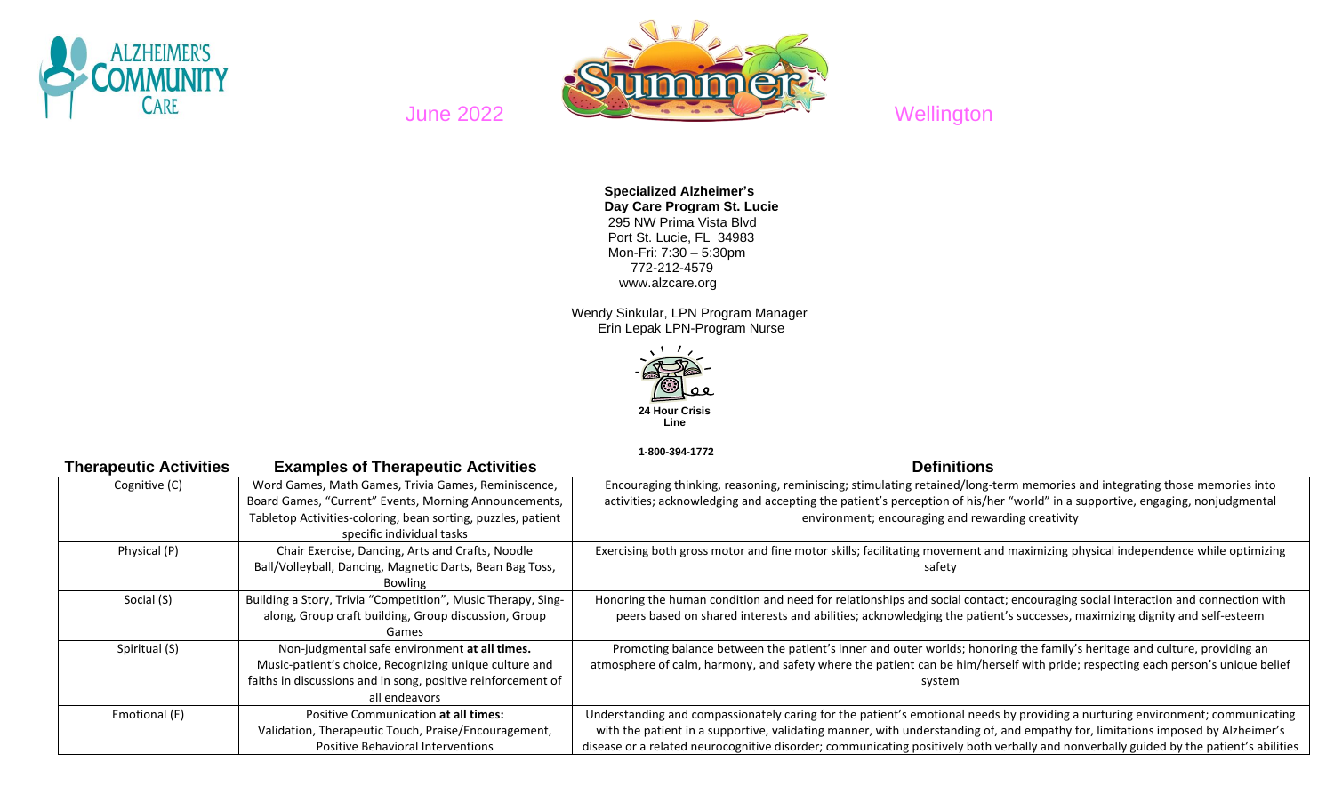June 2022 Wellington

**Specialized Alzheimer's Day Care Program St. Lucie**
295 NW Prima Vista Blvd
Port St. Lucie, FL 34983
Mon-Fri: 7:30 – 5:30pm
772-212-4579
www.alzcare.org

Wendy Sinkular, LPN Program Manager
Erin Lepak LPN-Program Nurse

**24 Hour Crisis Line**

**1-800-394-1772**

| Therapeutic Activities | Examples of Therapeutic Activities | Definitions |
|---|---|---|
| Cognitive (C) | Word Games, Math Games, Trivia Games, Reminiscence, Board Games, "Current" Events, Morning Announcements, Tabletop Activities-coloring, bean sorting, puzzles, patient specific individual tasks | Encouraging thinking, reasoning, reminiscing; stimulating retained/long-term memories and integrating those memories into activities; acknowledging and accepting the patient's perception of his/her "world" in a supportive, engaging, nonjudgmental environment; encouraging and rewarding creativity |
| Physical (P) | Chair Exercise, Dancing, Arts and Crafts, Noodle Ball/Volleyball, Dancing, Magnetic Darts, Bean Bag Toss, Bowling | Exercising both gross motor and fine motor skills; facilitating movement and maximizing physical independence while optimizing safety |
| Social (S) | Building a Story, Trivia "Competition", Music Therapy, Sing-along, Group craft building, Group discussion, Group Games | Honoring the human condition and need for relationships and social contact; encouraging social interaction and connection with peers based on shared interests and abilities; acknowledging the patient's successes, maximizing dignity and self-esteem |
| Spiritual (S) | Non-judgmental safe environment **at all times.** Music-patient's choice, Recognizing unique culture and faiths in discussions and in song, positive reinforcement of all endeavors | Promoting balance between the patient's inner and outer worlds; honoring the family's heritage and culture, providing an atmosphere of calm, harmony, and safety where the patient can be him/herself with pride; respecting each person's unique belief system |
| Emotional (E) | Positive Communication **at all times:** Validation, Therapeutic Touch, Praise/Encouragement, Positive Behavioral Interventions | Understanding and compassionately caring for the patient's emotional needs by providing a nurturing environment; communicating with the patient in a supportive, validating manner, with understanding of, and empathy for, limitations imposed by Alzheimer's disease or a related neurocognitive disorder; communicating positively both verbally and nonverbally guided by the patient's abilities |